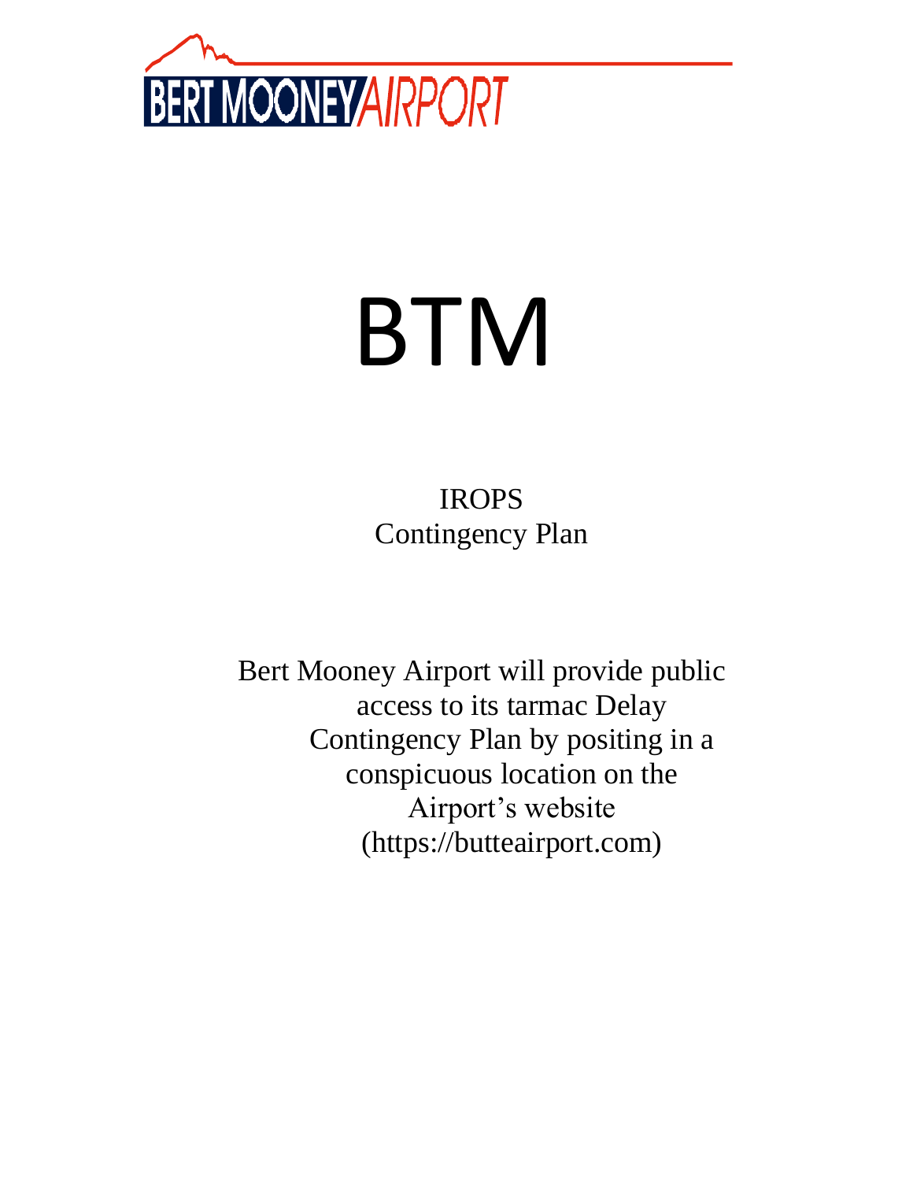BERT MOONEY AIRPORT

# BTM

IROPS
Contingency Plan

Bert Mooney Airport will provide public access to its tarmac Delay Contingency Plan by positing in a conspicuous location on the Airport's website (https://butteairport.com)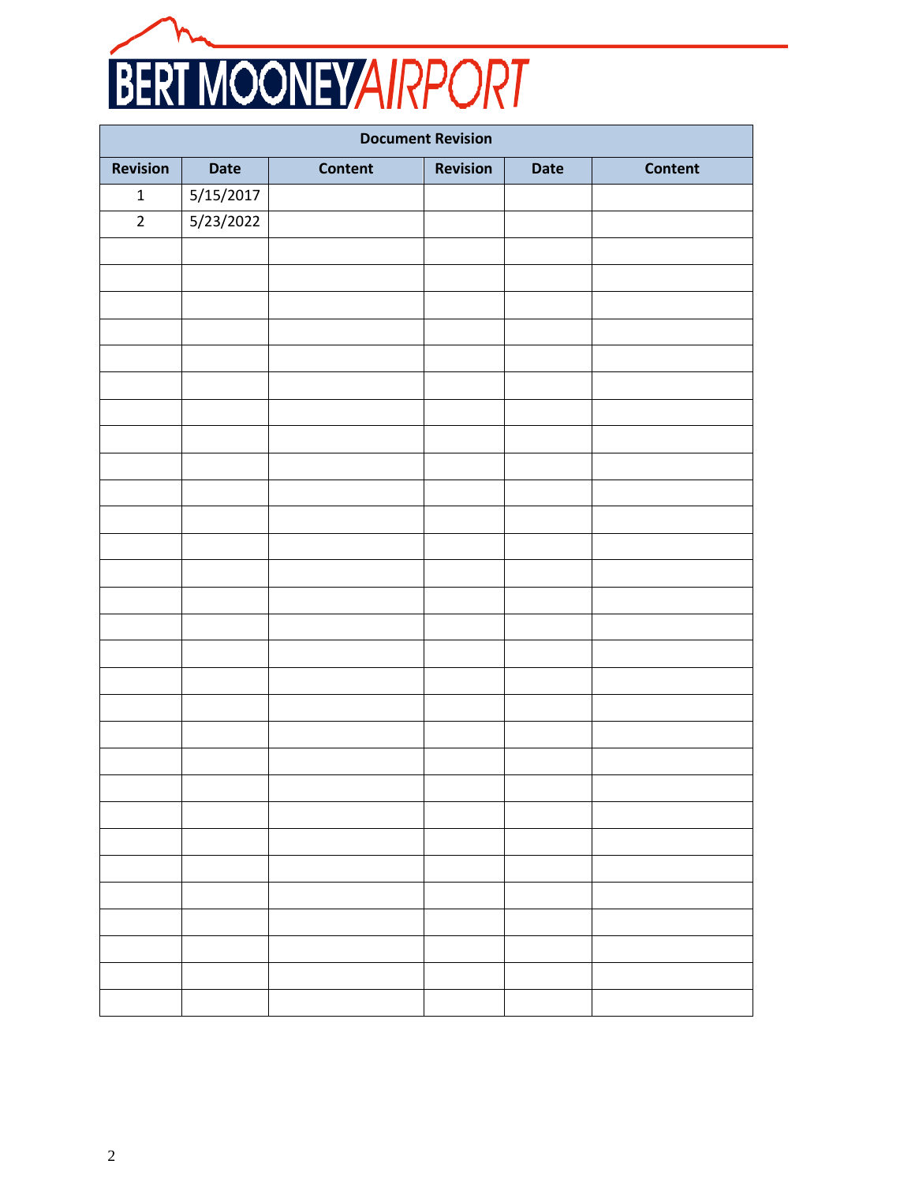| Document Revision | | | | | |
|---|---|---|---|---|---|
| Revision | Date | Content | Revision | Date | Content |
| 1 | 5/15/2017 | | | | |
| 2 | 5/23/2022 | | | | |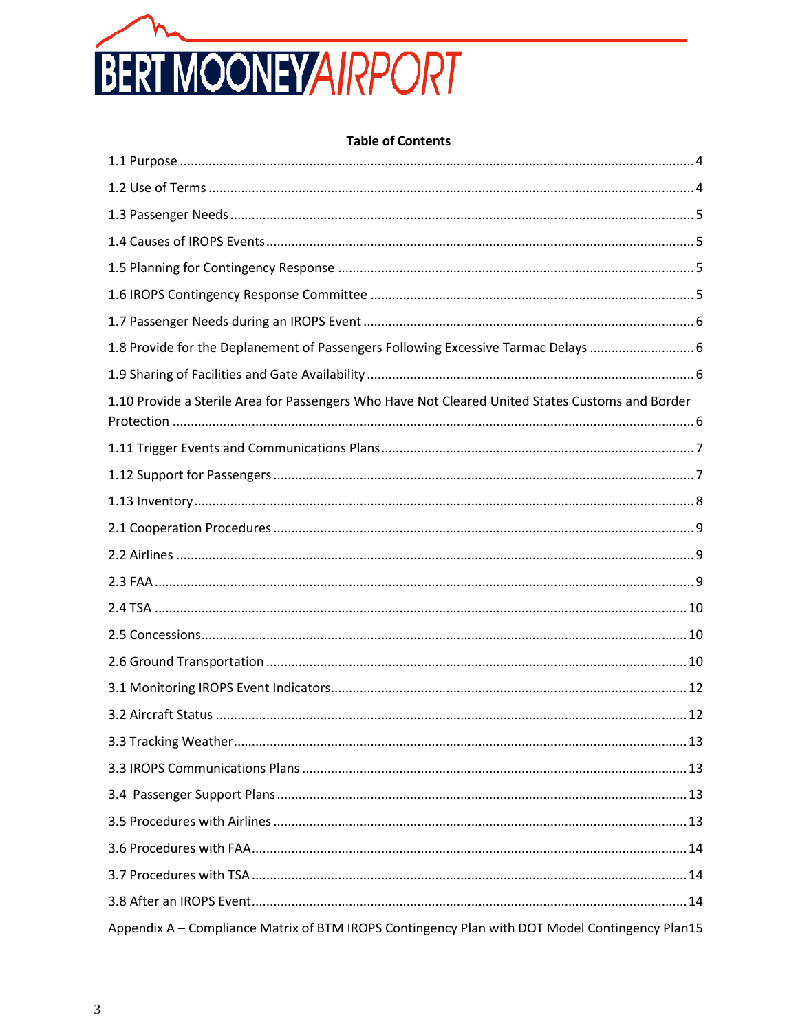**BERT MOONEY AIRPORT**

**Table of Contents**

1.1 Purpose ........................................ 4

1.2 Use of Terms ........................................ 4

1.3 Passenger Needs ........................................ 5

1.4 Causes of IROPS Events ........................................ 5

1.5 Planning for Contingency Response ........................................ 5

1.6 IROPS Contingency Response Committee ........................................ 5

1.7 Passenger Needs during an IROPS Event ........................................ 6

1.8 Provide for the Deplanement of Passengers Following Excessive Tarmac Delays ........................................ 6

1.9 Sharing of Facilities and Gate Availability ........................................ 6

1.10 Provide a Sterile Area for Passengers Who Have Not Cleared United States Customs and Border Protection ........................................ 6

1.11 Trigger Events and Communications Plans ........................................ 7

1.12 Support for Passengers ........................................ 7

1.13 Inventory ........................................ 8

2.1 Cooperation Procedures ........................................ 9

2.2 Airlines ........................................ 9

2.3 FAA ........................................ 9

2.4 TSA ........................................ 10

2.5 Concessions ........................................ 10

2.6 Ground Transportation ........................................ 10

3.1 Monitoring IROPS Event Indicators ........................................ 12

3.2 Aircraft Status ........................................ 12

3.3 Tracking Weather ........................................ 13

3.3 IROPS Communications Plans ........................................ 13

3.4 Passenger Support Plans ........................................ 13

3.5 Procedures with Airlines ........................................ 13

3.6 Procedures with FAA ........................................ 14

3.7 Procedures with TSA ........................................ 14

3.8 After an IROPS Event ........................................ 14

Appendix A – Compliance Matrix of BTM IROPS Contingency Plan with DOT Model Contingency Plan 15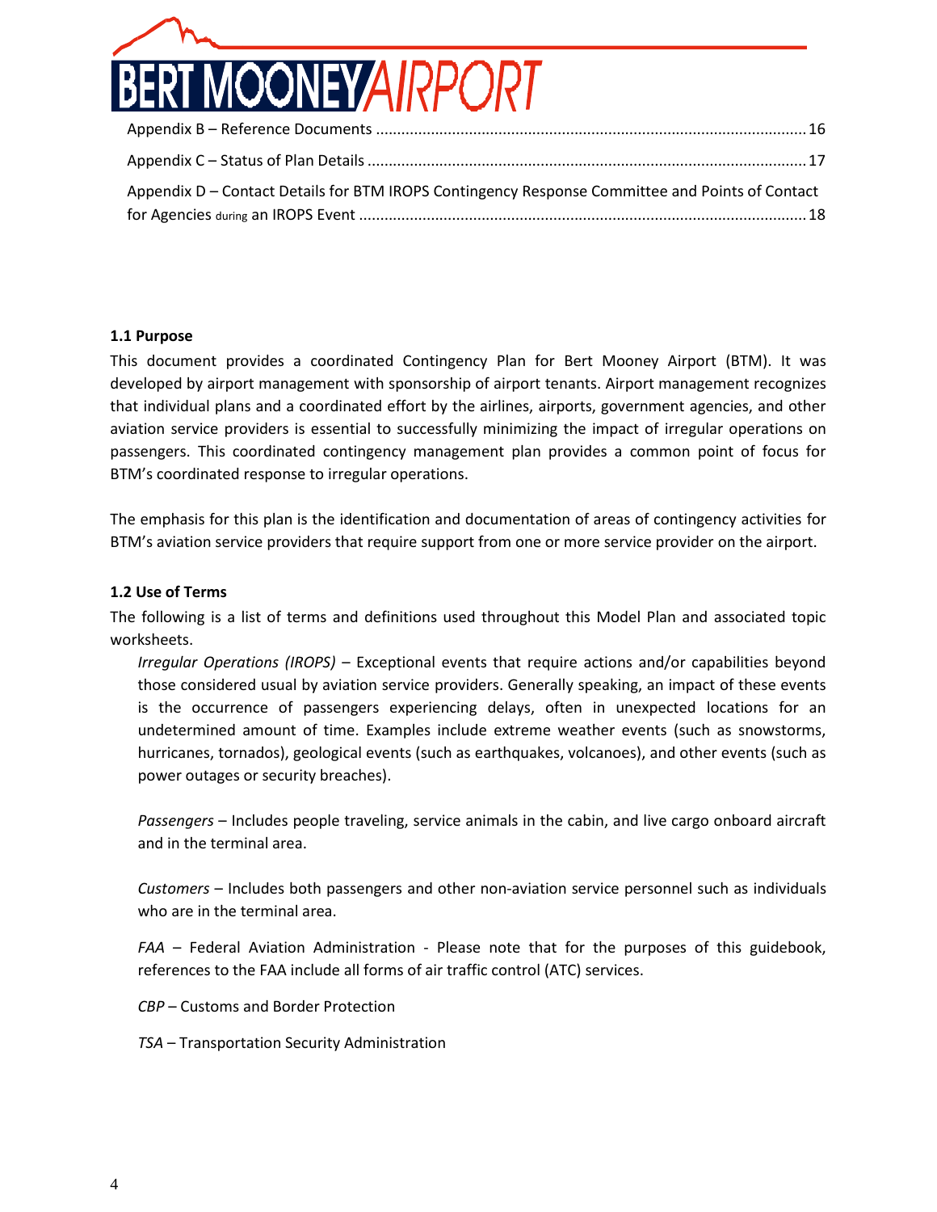Appendix B – Reference Documents ..................................................................................................... 16

Appendix C – Status of Plan Details ..................................................................................................... 17

Appendix D – Contact Details for BTM IROPS Contingency Response Committee and Points of Contact for Agencies during an IROPS Event ......................................................................................................... 18

**1.1 Purpose**

This document provides a coordinated Contingency Plan for Bert Mooney Airport (BTM). It was developed by airport management with sponsorship of airport tenants. Airport management recognizes that individual plans and a coordinated effort by the airlines, airports, government agencies, and other aviation service providers is essential to successfully minimizing the impact of irregular operations on passengers. This coordinated contingency management plan provides a common point of focus for BTM's coordinated response to irregular operations.

The emphasis for this plan is the identification and documentation of areas of contingency activities for BTM's aviation service providers that require support from one or more service provider on the airport.

**1.2 Use of Terms**

The following is a list of terms and definitions used throughout this Model Plan and associated topic worksheets.

*Irregular Operations (IROPS)* – Exceptional events that require actions and/or capabilities beyond those considered usual by aviation service providers. Generally speaking, an impact of these events is the occurrence of passengers experiencing delays, often in unexpected locations for an undetermined amount of time. Examples include extreme weather events (such as snowstorms, hurricanes, tornados), geological events (such as earthquakes, volcanoes), and other events (such as power outages or security breaches).

*Passengers* – Includes people traveling, service animals in the cabin, and live cargo onboard aircraft and in the terminal area.

*Customers* – Includes both passengers and other non-aviation service personnel such as individuals who are in the terminal area.

*FAA* – Federal Aviation Administration - Please note that for the purposes of this guidebook, references to the FAA include all forms of air traffic control (ATC) services.

*CBP* – Customs and Border Protection

*TSA* – Transportation Security Administration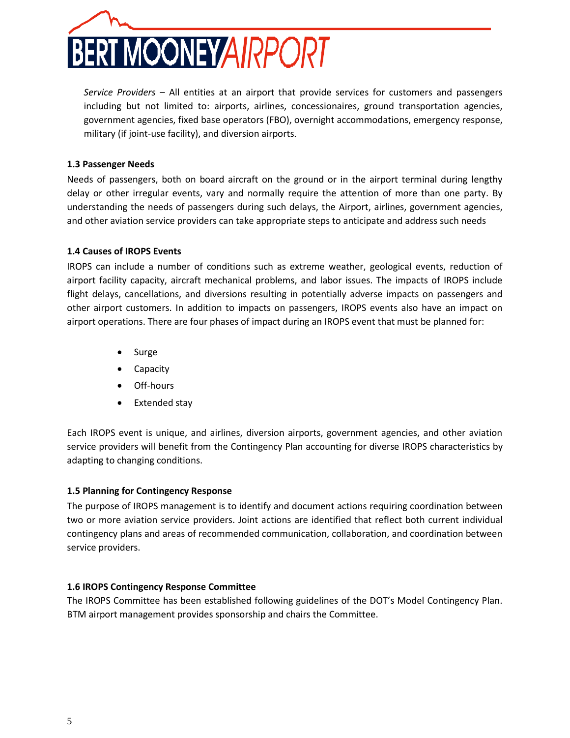*Service Providers* – All entities at an airport that provide services for customers and passengers including but not limited to: airports, airlines, concessionaires, ground transportation agencies, government agencies, fixed base operators (FBO), overnight accommodations, emergency response, military (if joint-use facility), and diversion airports.

**1.3 Passenger Needs**

Needs of passengers, both on board aircraft on the ground or in the airport terminal during lengthy delay or other irregular events, vary and normally require the attention of more than one party. By understanding the needs of passengers during such delays, the Airport, airlines, government agencies, and other aviation service providers can take appropriate steps to anticipate and address such needs

**1.4 Causes of IROPS Events**

IROPS can include a number of conditions such as extreme weather, geological events, reduction of airport facility capacity, aircraft mechanical problems, and labor issues. The impacts of IROPS include flight delays, cancellations, and diversions resulting in potentially adverse impacts on passengers and other airport customers. In addition to impacts on passengers, IROPS events also have an impact on airport operations. There are four phases of impact during an IROPS event that must be planned for:

- Surge
- Capacity
- Off-hours
- Extended stay

Each IROPS event is unique, and airlines, diversion airports, government agencies, and other aviation service providers will benefit from the Contingency Plan accounting for diverse IROPS characteristics by adapting to changing conditions.

**1.5 Planning for Contingency Response**

The purpose of IROPS management is to identify and document actions requiring coordination between two or more aviation service providers. Joint actions are identified that reflect both current individual contingency plans and areas of recommended communication, collaboration, and coordination between service providers.

**1.6 IROPS Contingency Response Committee**

The IROPS Committee has been established following guidelines of the DOT's Model Contingency Plan. BTM airport management provides sponsorship and chairs the Committee.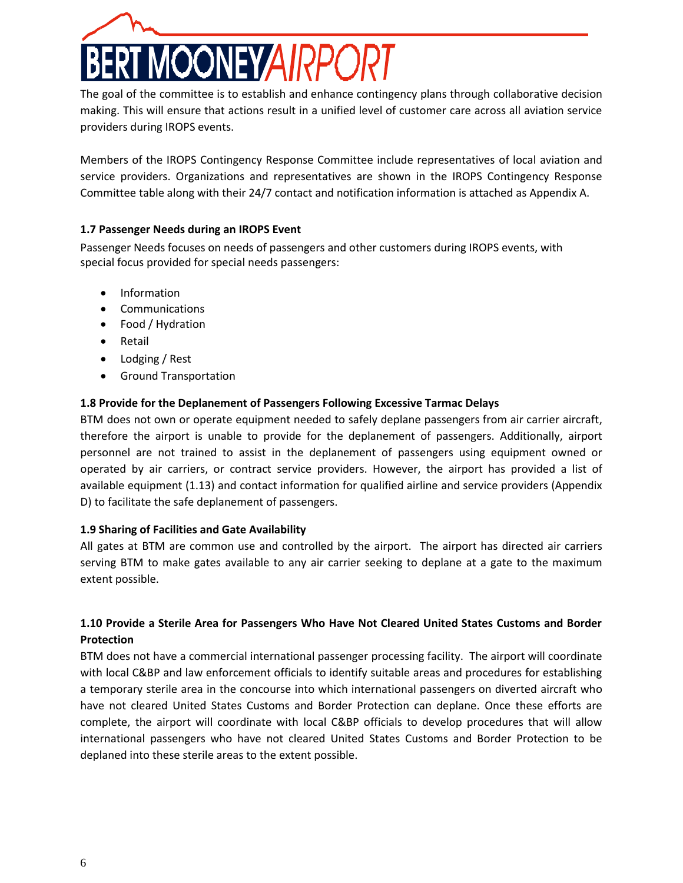The goal of the committee is to establish and enhance contingency plans through collaborative decision making. This will ensure that actions result in a unified level of customer care across all aviation service providers during IROPS events.

Members of the IROPS Contingency Response Committee include representatives of local aviation and service providers. Organizations and representatives are shown in the IROPS Contingency Response Committee table along with their 24/7 contact and notification information is attached as Appendix A.

### 1.7 Passenger Needs during an IROPS Event

Passenger Needs focuses on needs of passengers and other customers during IROPS events, with special focus provided for special needs passengers:

- Information
- Communications
- Food / Hydration
- Retail
- Lodging / Rest
- Ground Transportation

### 1.8 Provide for the Deplanement of Passengers Following Excessive Tarmac Delays

BTM does not own or operate equipment needed to safely deplane passengers from air carrier aircraft, therefore the airport is unable to provide for the deplanement of passengers. Additionally, airport personnel are not trained to assist in the deplanement of passengers using equipment owned or operated by air carriers, or contract service providers. However, the airport has provided a list of available equipment (1.13) and contact information for qualified airline and service providers (Appendix D) to facilitate the safe deplanement of passengers.

### 1.9 Sharing of Facilities and Gate Availability

All gates at BTM are common use and controlled by the airport. The airport has directed air carriers serving BTM to make gates available to any air carrier seeking to deplane at a gate to the maximum extent possible.

### 1.10 Provide a Sterile Area for Passengers Who Have Not Cleared United States Customs and Border Protection

BTM does not have a commercial international passenger processing facility. The airport will coordinate with local C&BP and law enforcement officials to identify suitable areas and procedures for establishing a temporary sterile area in the concourse into which international passengers on diverted aircraft who have not cleared United States Customs and Border Protection can deplane. Once these efforts are complete, the airport will coordinate with local C&BP officials to develop procedures that will allow international passengers who have not cleared United States Customs and Border Protection to be deplaned into these sterile areas to the extent possible.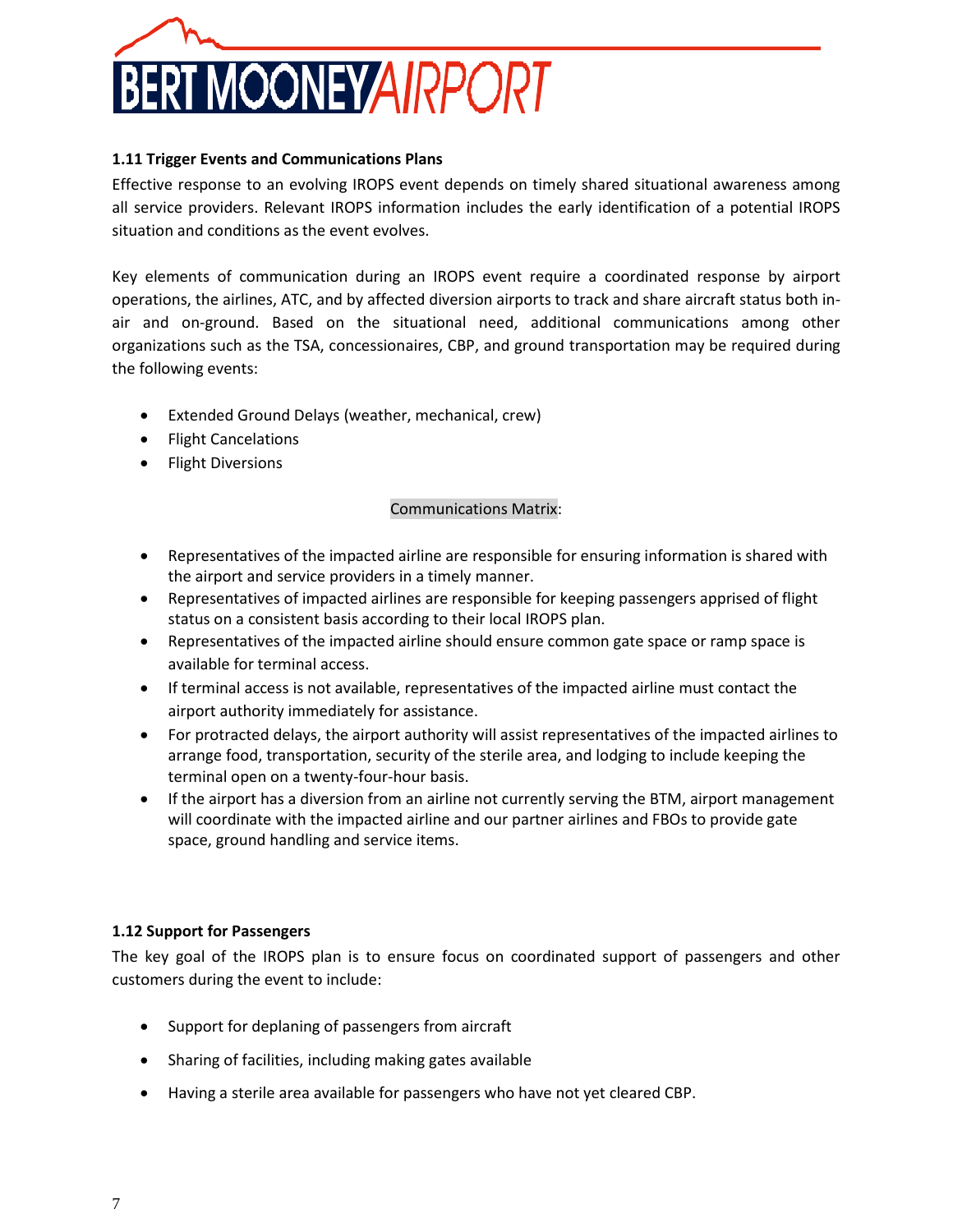### 1.11 Trigger Events and Communications Plans

Effective response to an evolving IROPS event depends on timely shared situational awareness among all service providers. Relevant IROPS information includes the early identification of a potential IROPS situation and conditions as the event evolves.

Key elements of communication during an IROPS event require a coordinated response by airport operations, the airlines, ATC, and by affected diversion airports to track and share aircraft status both in-air and on-ground. Based on the situational need, additional communications among other organizations such as the TSA, concessionaires, CBP, and ground transportation may be required during the following events:

- Extended Ground Delays (weather, mechanical, crew)
- Flight Cancelations
- Flight Diversions

Communications Matrix:

- Representatives of the impacted airline are responsible for ensuring information is shared with the airport and service providers in a timely manner.
- Representatives of impacted airlines are responsible for keeping passengers apprised of flight status on a consistent basis according to their local IROPS plan.
- Representatives of the impacted airline should ensure common gate space or ramp space is available for terminal access.
- If terminal access is not available, representatives of the impacted airline must contact the airport authority immediately for assistance.
- For protracted delays, the airport authority will assist representatives of the impacted airlines to arrange food, transportation, security of the sterile area, and lodging to include keeping the terminal open on a twenty-four-hour basis.
- If the airport has a diversion from an airline not currently serving the BTM, airport management will coordinate with the impacted airline and our partner airlines and FBOs to provide gate space, ground handling and service items.

### 1.12 Support for Passengers

The key goal of the IROPS plan is to ensure focus on coordinated support of passengers and other customers during the event to include:

- Support for deplaning of passengers from aircraft
- Sharing of facilities, including making gates available
- Having a sterile area available for passengers who have not yet cleared CBP.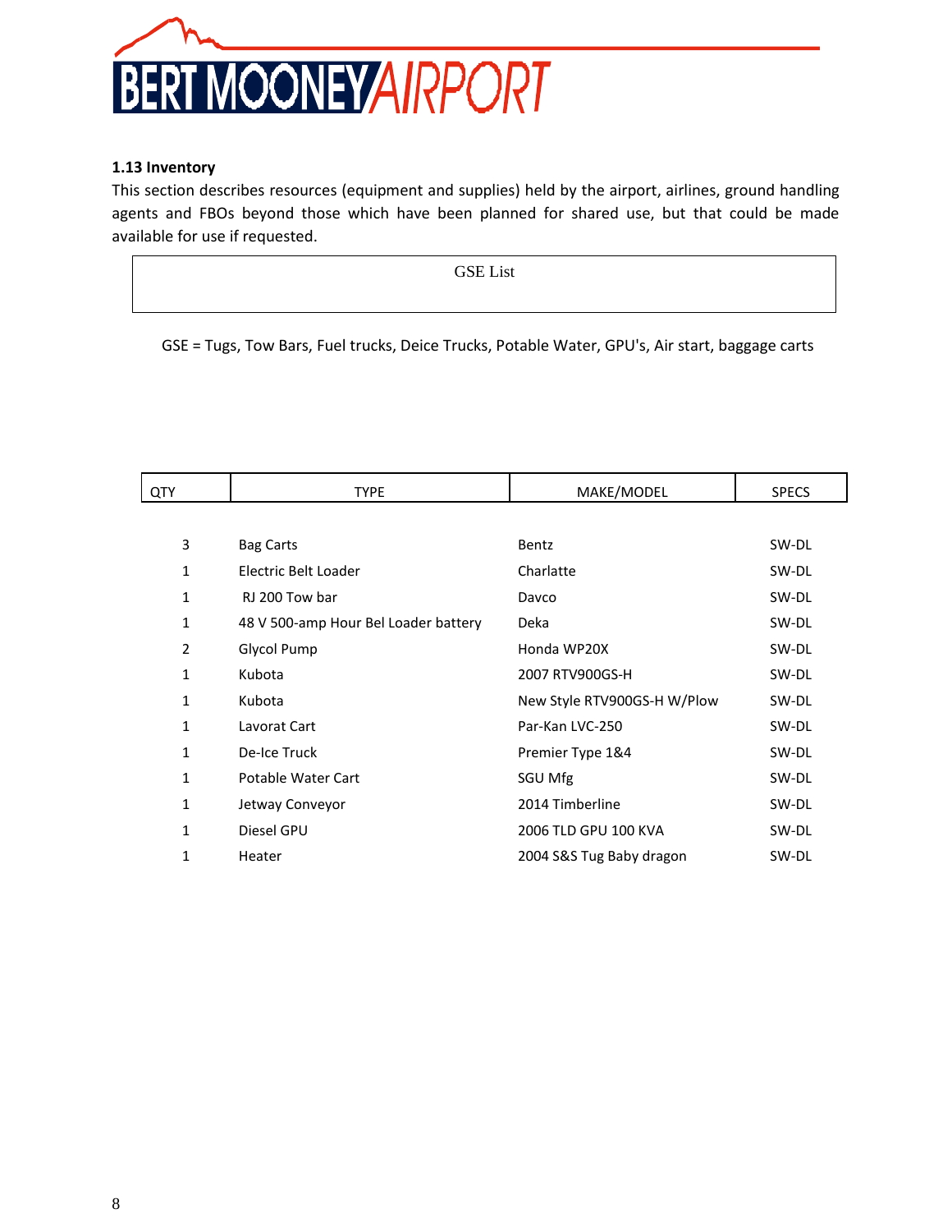### 1.13 Inventory

This section describes resources (equipment and supplies) held by the airport, airlines, ground handling agents and FBOs beyond those which have been planned for shared use, but that could be made available for use if requested.

GSE List

GSE = Tugs, Tow Bars, Fuel trucks, Deice Trucks, Potable Water, GPU's, Air start, baggage carts

| QTY | TYPE | MAKE/MODEL | SPECS |
|---|---|---|---|
| 3 | Bag Carts | Bentz | SW-DL |
| 1 | Electric Belt Loader | Charlatte | SW-DL |
| 1 | RJ 200 Tow bar | Davco | SW-DL |
| 1 | 48 V 500-amp Hour Bel Loader battery | Deka | SW-DL |
| 2 | Glycol Pump | Honda WP20X | SW-DL |
| 1 | Kubota | 2007 RTV900GS-H | SW-DL |
| 1 | Kubota | New Style RTV900GS-H W/Plow | SW-DL |
| 1 | Lavorat Cart | Par-Kan LVC-250 | SW-DL |
| 1 | De-Ice Truck | Premier Type 1&4 | SW-DL |
| 1 | Potable Water Cart | SGU Mfg | SW-DL |
| 1 | Jetway Conveyor | 2014 Timberline | SW-DL |
| 1 | Diesel GPU | 2006 TLD GPU 100 KVA | SW-DL |
| 1 | Heater | 2004 S&S Tug Baby dragon | SW-DL |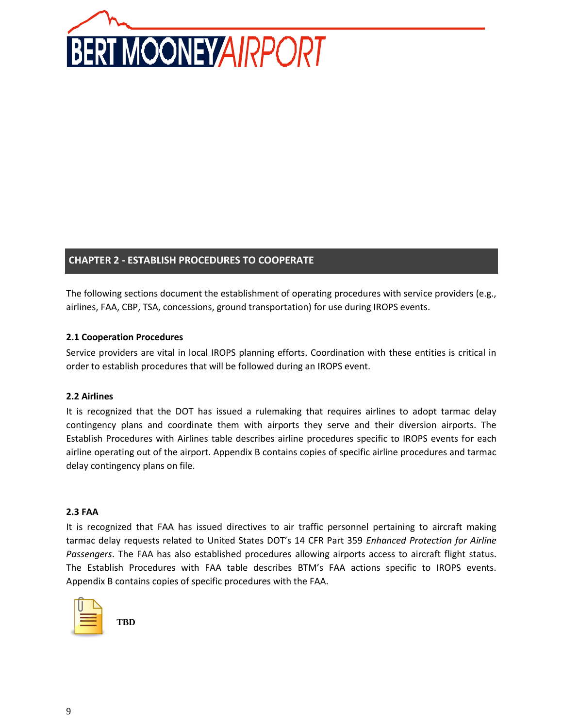## CHAPTER 2 - ESTABLISH PROCEDURES TO COOPERATE

The following sections document the establishment of operating procedures with service providers (e.g., airlines, FAA, CBP, TSA, concessions, ground transportation) for use during IROPS events.

### 2.1 Cooperation Procedures

Service providers are vital in local IROPS planning efforts. Coordination with these entities is critical in order to establish procedures that will be followed during an IROPS event.

### 2.2 Airlines

It is recognized that the DOT has issued a rulemaking that requires airlines to adopt tarmac delay contingency plans and coordinate them with airports they serve and their diversion airports. The Establish Procedures with Airlines table describes airline procedures specific to IROPS events for each airline operating out of the airport. Appendix B contains copies of specific airline procedures and tarmac delay contingency plans on file.

### 2.3 FAA

It is recognized that FAA has issued directives to air traffic personnel pertaining to aircraft making tarmac delay requests related to United States DOT's 14 CFR Part 359 *Enhanced Protection for Airline Passengers*. The FAA has also established procedures allowing airports access to aircraft flight status. The Establish Procedures with FAA table describes BTM's FAA actions specific to IROPS events. Appendix B contains copies of specific procedures with the FAA.

**TBD**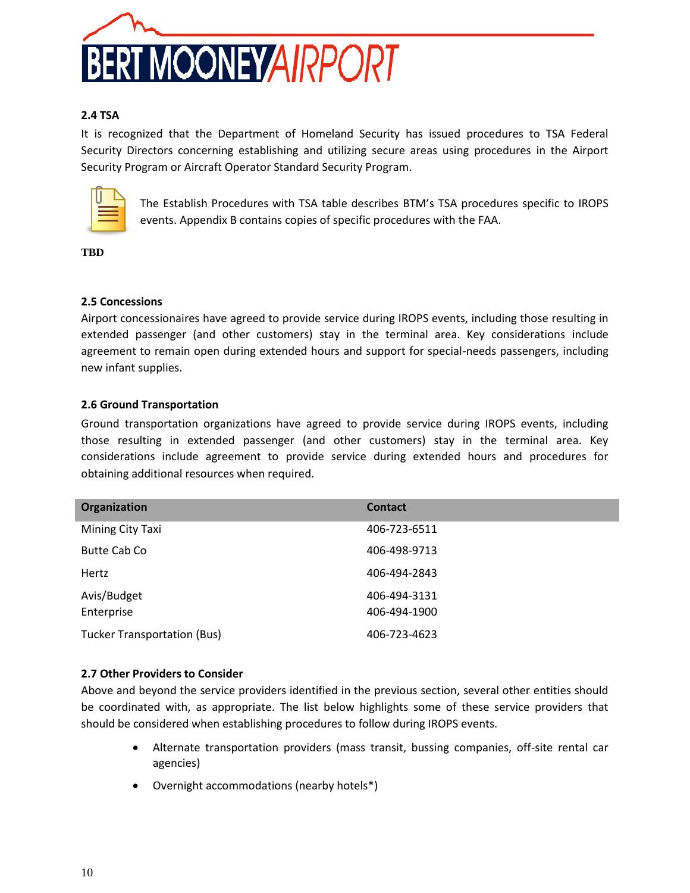## 2.4 TSA

It is recognized that the Department of Homeland Security has issued procedures to TSA Federal Security Directors concerning establishing and utilizing secure areas using procedures in the Airport Security Program or Aircraft Operator Standard Security Program.

The Establish Procedures with TSA table describes BTM's TSA procedures specific to IROPS events. Appendix B contains copies of specific procedures with the FAA.

**TBD**

## 2.5 Concessions

Airport concessionaires have agreed to provide service during IROPS events, including those resulting in extended passenger (and other customers) stay in the terminal area. Key considerations include agreement to remain open during extended hours and support for special-needs passengers, including new infant supplies.

## 2.6 Ground Transportation

Ground transportation organizations have agreed to provide service during IROPS events, including those resulting in extended passenger (and other customers) stay in the terminal area. Key considerations include agreement to provide service during extended hours and procedures for obtaining additional resources when required.

| Organization | Contact |
|---|---|
| Mining City Taxi | 406-723-6511 |
| Butte Cab Co | 406-498-9713 |
| Hertz | 406-494-2843 |
| Avis/Budget | 406-494-3131 |
| Enterprise | 406-494-1900 |
| Tucker Transportation (Bus) | 406-723-4623 |

## 2.7 Other Providers to Consider

Above and beyond the service providers identified in the previous section, several other entities should be coordinated with, as appropriate. The list below highlights some of these service providers that should be considered when establishing procedures to follow during IROPS events.

- Alternate transportation providers (mass transit, bussing companies, off-site rental car agencies)
- Overnight accommodations (nearby hotels*)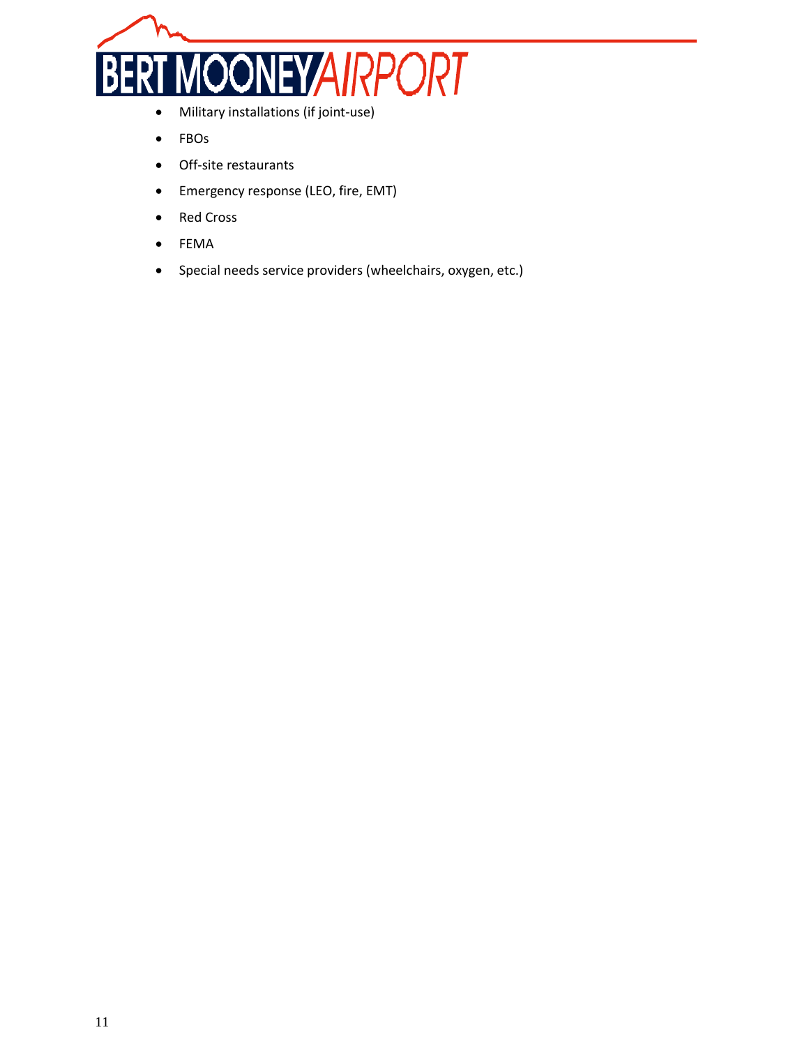- Military installations (if joint-use)
- FBOs
- Off-site restaurants
- Emergency response (LEO, fire, EMT)
- Red Cross
- FEMA
- Special needs service providers (wheelchairs, oxygen, etc.)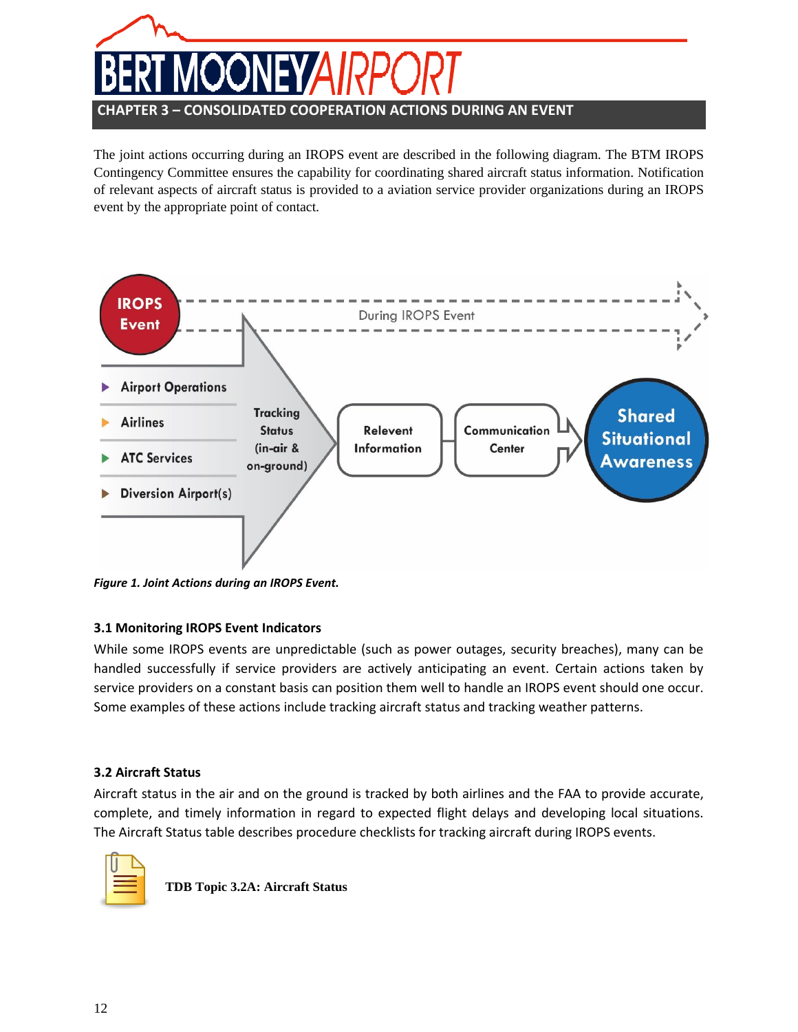## CHAPTER 3 – CONSOLIDATED COOPERATION ACTIONS DURING AN EVENT

The joint actions occurring during an IROPS event are described in the following diagram. The BTM IROPS Contingency Committee ensures the capability for coordinating shared aircraft status information. Notification of relevant aspects of aircraft status is provided to a aviation service provider organizations during an IROPS event by the appropriate point of contact.

IROPS Event — During IROPS Event

- Airport Operations
- Airlines
- ATC Services
- Diversion Airport(s)

Tracking Status (in-air & on-ground) → Relevent Information → Communication Center → Shared Situational Awareness

*Figure 1. Joint Actions during an IROPS Event.*

### 3.1 Monitoring IROPS Event Indicators

While some IROPS events are unpredictable (such as power outages, security breaches), many can be handled successfully if service providers are actively anticipating an event. Certain actions taken by service providers on a constant basis can position them well to handle an IROPS event should one occur. Some examples of these actions include tracking aircraft status and tracking weather patterns.

### 3.2 Aircraft Status

Aircraft status in the air and on the ground is tracked by both airlines and the FAA to provide accurate, complete, and timely information in regard to expected flight delays and developing local situations. The Aircraft Status table describes procedure checklists for tracking aircraft during IROPS events.

**TDB Topic 3.2A: Aircraft Status**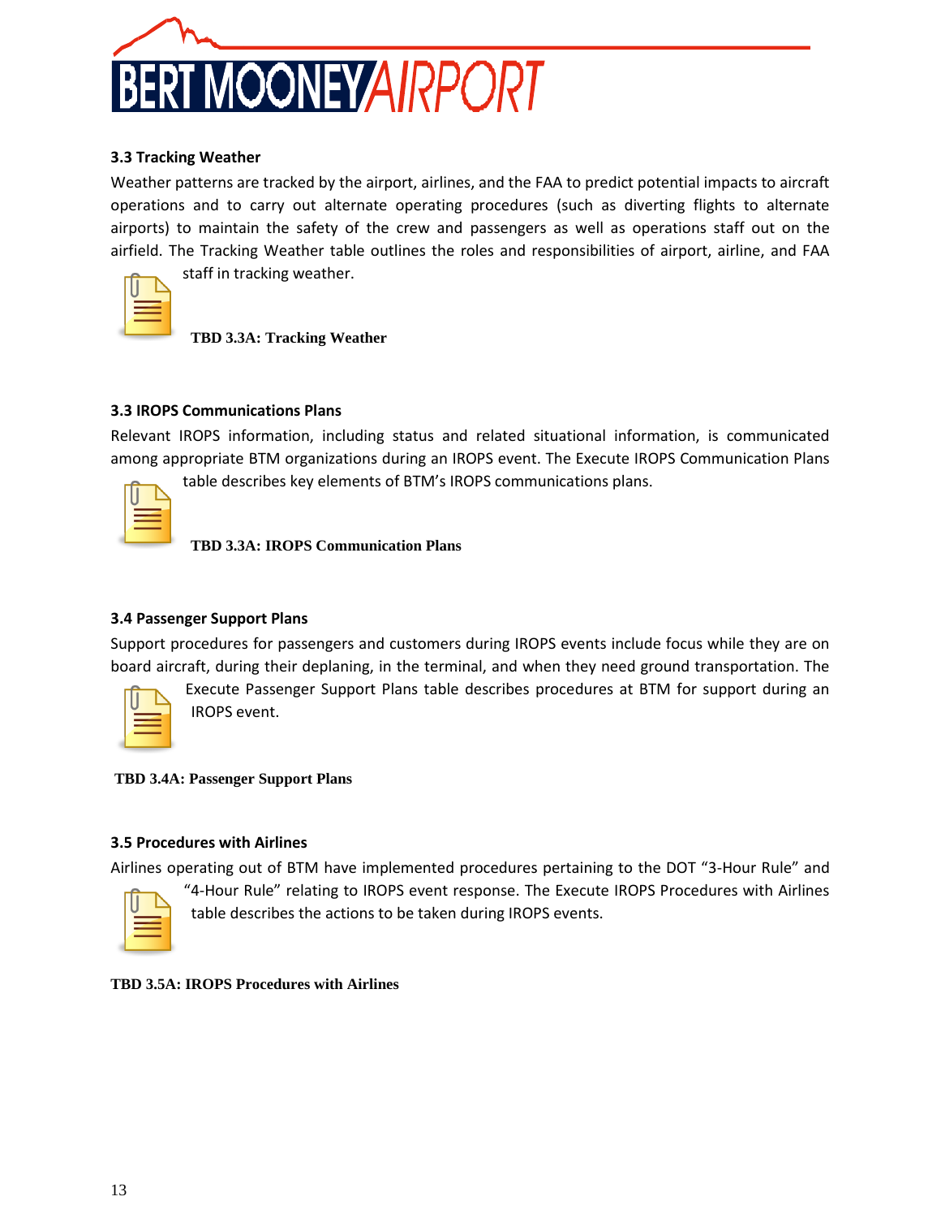### 3.3 Tracking Weather

Weather patterns are tracked by the airport, airlines, and the FAA to predict potential impacts to aircraft operations and to carry out alternate operating procedures (such as diverting flights to alternate airports) to maintain the safety of the crew and passengers as well as operations staff out on the airfield. The Tracking Weather table outlines the roles and responsibilities of airport, airline, and FAA staff in tracking weather.

**TBD 3.3A: Tracking Weather**

### 3.3 IROPS Communications Plans

Relevant IROPS information, including status and related situational information, is communicated among appropriate BTM organizations during an IROPS event. The Execute IROPS Communication Plans table describes key elements of BTM's IROPS communications plans.

**TBD 3.3A: IROPS Communication Plans**

### 3.4 Passenger Support Plans

Support procedures for passengers and customers during IROPS events include focus while they are on board aircraft, during their deplaning, in the terminal, and when they need ground transportation. The Execute Passenger Support Plans table describes procedures at BTM for support during an IROPS event.

**TBD 3.4A: Passenger Support Plans**

### 3.5 Procedures with Airlines

Airlines operating out of BTM have implemented procedures pertaining to the DOT "3-Hour Rule" and "4-Hour Rule" relating to IROPS event response. The Execute IROPS Procedures with Airlines table describes the actions to be taken during IROPS events.

**TBD 3.5A: IROPS Procedures with Airlines**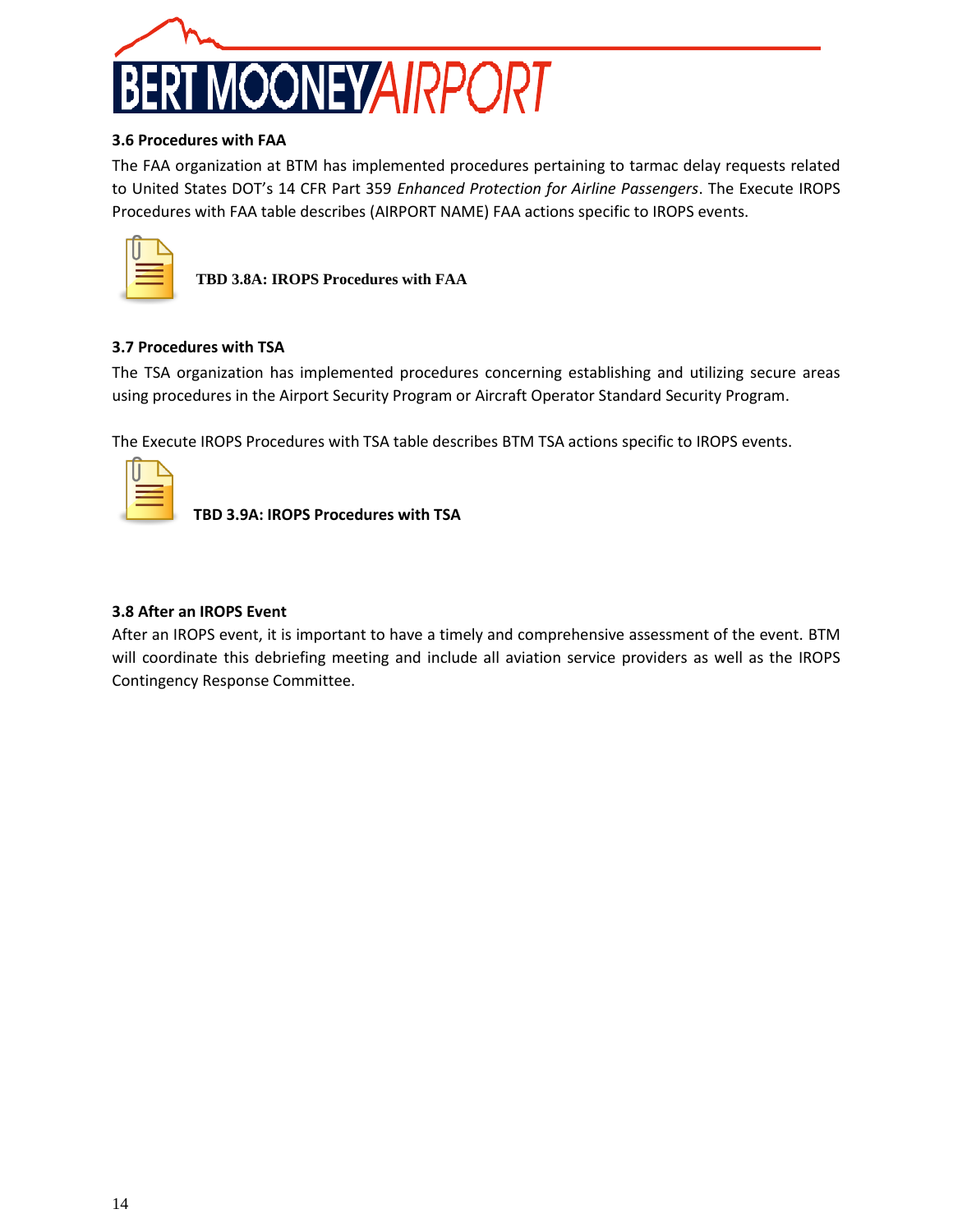### 3.6 Procedures with FAA

The FAA organization at BTM has implemented procedures pertaining to tarmac delay requests related to United States DOT's 14 CFR Part 359 *Enhanced Protection for Airline Passengers*. The Execute IROPS Procedures with FAA table describes (AIRPORT NAME) FAA actions specific to IROPS events.

**TBD 3.8A: IROPS Procedures with FAA**

### 3.7 Procedures with TSA

The TSA organization has implemented procedures concerning establishing and utilizing secure areas using procedures in the Airport Security Program or Aircraft Operator Standard Security Program.

The Execute IROPS Procedures with TSA table describes BTM TSA actions specific to IROPS events.

**TBD 3.9A: IROPS Procedures with TSA**

### 3.8 After an IROPS Event

After an IROPS event, it is important to have a timely and comprehensive assessment of the event. BTM will coordinate this debriefing meeting and include all aviation service providers as well as the IROPS Contingency Response Committee.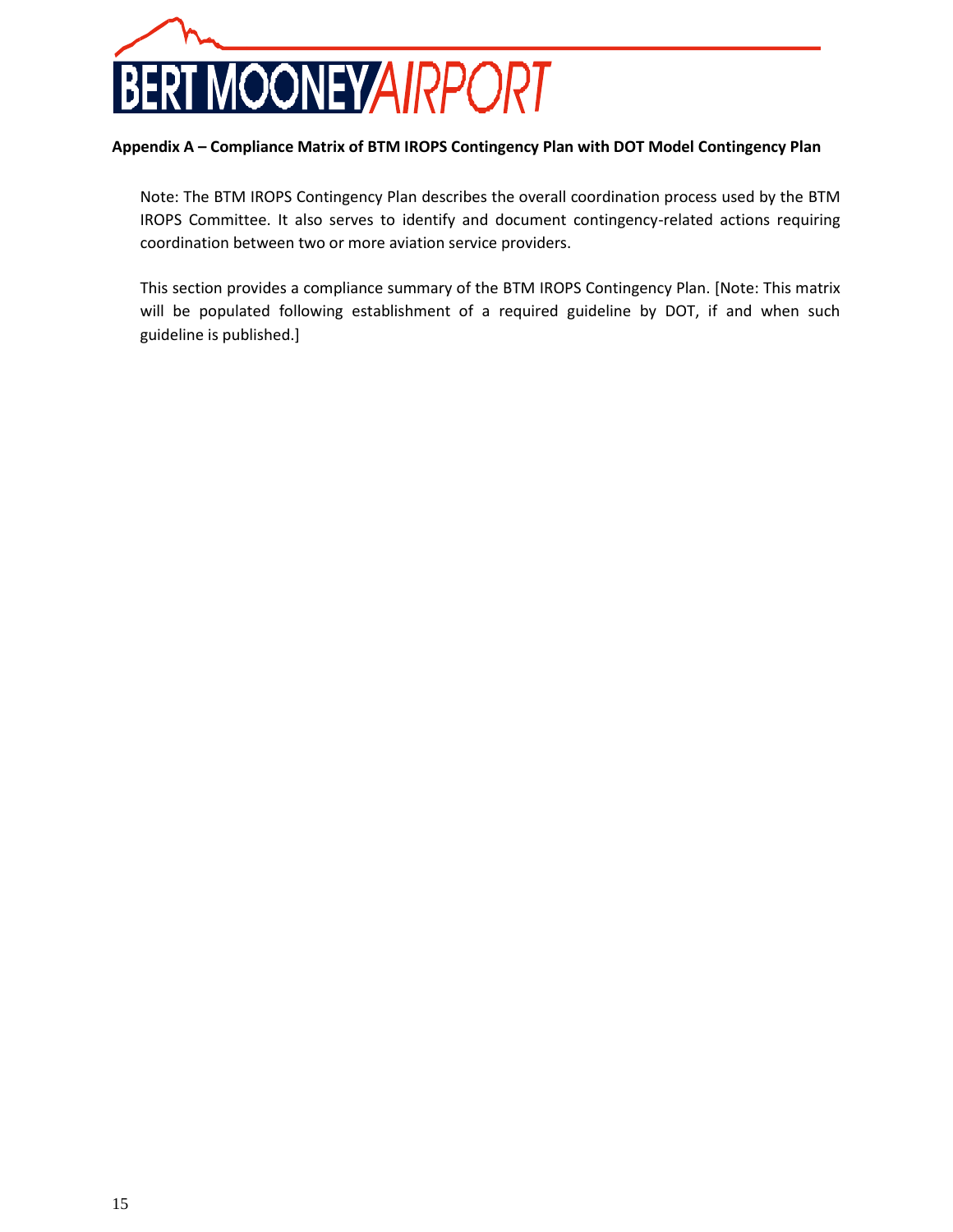**Appendix A – Compliance Matrix of BTM IROPS Contingency Plan with DOT Model Contingency Plan**

Note: The BTM IROPS Contingency Plan describes the overall coordination process used by the BTM IROPS Committee. It also serves to identify and document contingency-related actions requiring coordination between two or more aviation service providers.

This section provides a compliance summary of the BTM IROPS Contingency Plan. [Note: This matrix will be populated following establishment of a required guideline by DOT, if and when such guideline is published.]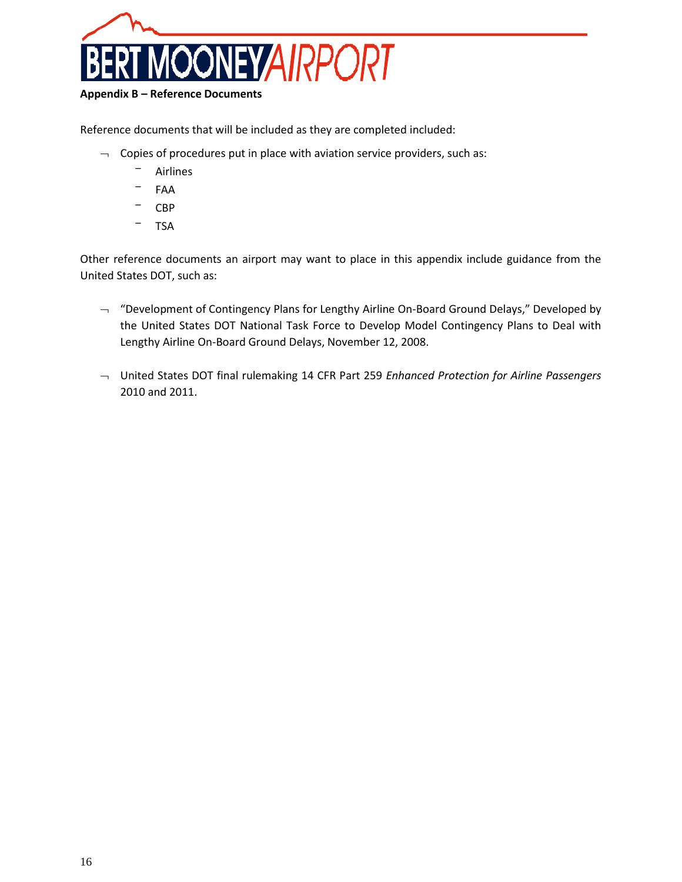**Appendix B – Reference Documents**

Reference documents that will be included as they are completed included:

- Copies of procedures put in place with aviation service providers, such as:
  - Airlines
  - FAA
  - CBP
  - TSA

Other reference documents an airport may want to place in this appendix include guidance from the United States DOT, such as:

- "Development of Contingency Plans for Lengthy Airline On-Board Ground Delays," Developed by the United States DOT National Task Force to Develop Model Contingency Plans to Deal with Lengthy Airline On-Board Ground Delays, November 12, 2008.

- United States DOT final rulemaking 14 CFR Part 259 *Enhanced Protection for Airline Passengers* 2010 and 2011.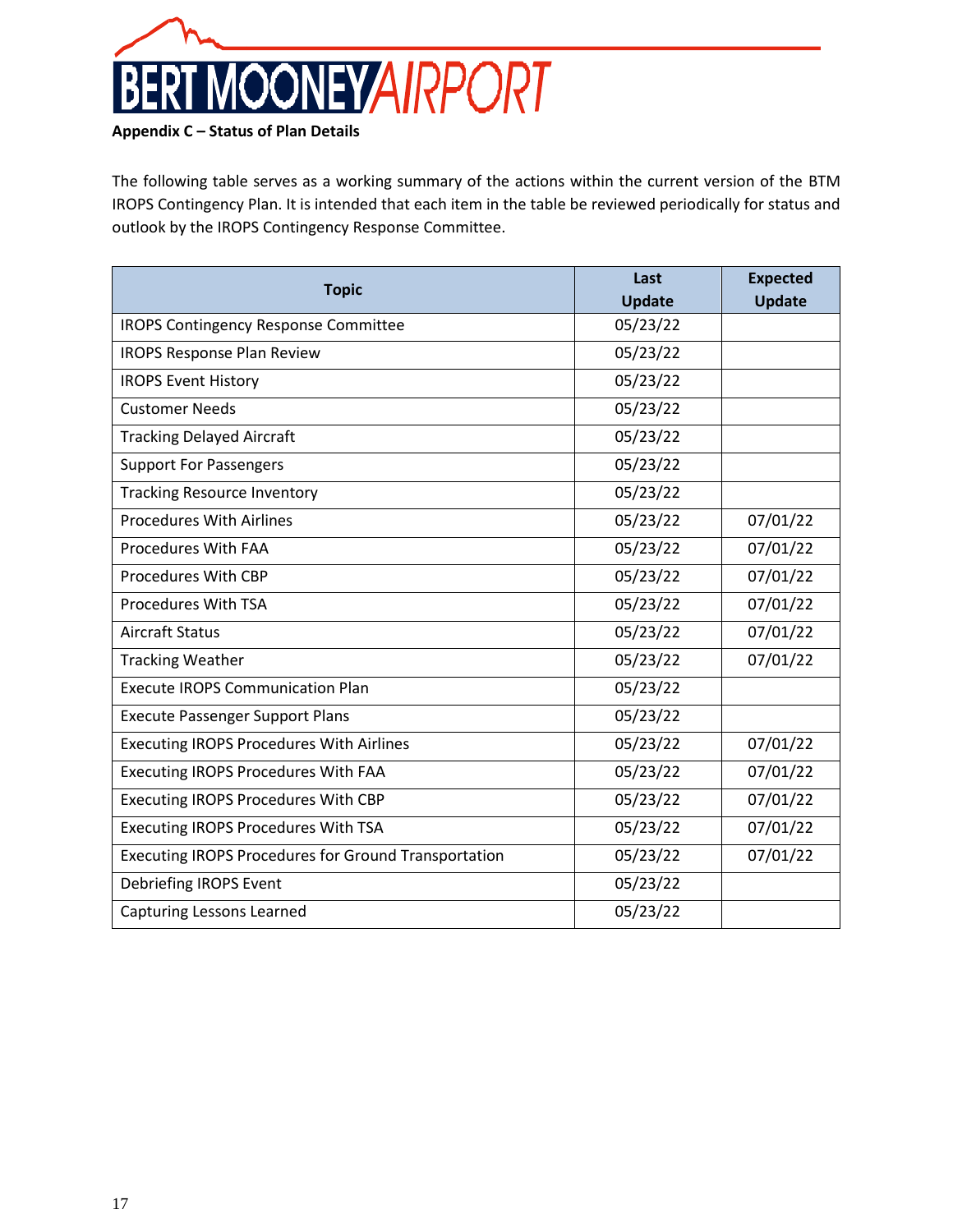**Appendix C – Status of Plan Details**

The following table serves as a working summary of the actions within the current version of the BTM IROPS Contingency Plan. It is intended that each item in the table be reviewed periodically for status and outlook by the IROPS Contingency Response Committee.

| Topic | Last Update | Expected Update |
|---|---|---|
| IROPS Contingency Response Committee | 05/23/22 | |
| IROPS Response Plan Review | 05/23/22 | |
| IROPS Event History | 05/23/22 | |
| Customer Needs | 05/23/22 | |
| Tracking Delayed Aircraft | 05/23/22 | |
| Support For Passengers | 05/23/22 | |
| Tracking Resource Inventory | 05/23/22 | |
| Procedures With Airlines | 05/23/22 | 07/01/22 |
| Procedures With FAA | 05/23/22 | 07/01/22 |
| Procedures With CBP | 05/23/22 | 07/01/22 |
| Procedures With TSA | 05/23/22 | 07/01/22 |
| Aircraft Status | 05/23/22 | 07/01/22 |
| Tracking Weather | 05/23/22 | 07/01/22 |
| Execute IROPS Communication Plan | 05/23/22 | |
| Execute Passenger Support Plans | 05/23/22 | |
| Executing IROPS Procedures With Airlines | 05/23/22 | 07/01/22 |
| Executing IROPS Procedures With FAA | 05/23/22 | 07/01/22 |
| Executing IROPS Procedures With CBP | 05/23/22 | 07/01/22 |
| Executing IROPS Procedures With TSA | 05/23/22 | 07/01/22 |
| Executing IROPS Procedures for Ground Transportation | 05/23/22 | 07/01/22 |
| Debriefing IROPS Event | 05/23/22 | |
| Capturing Lessons Learned | 05/23/22 | |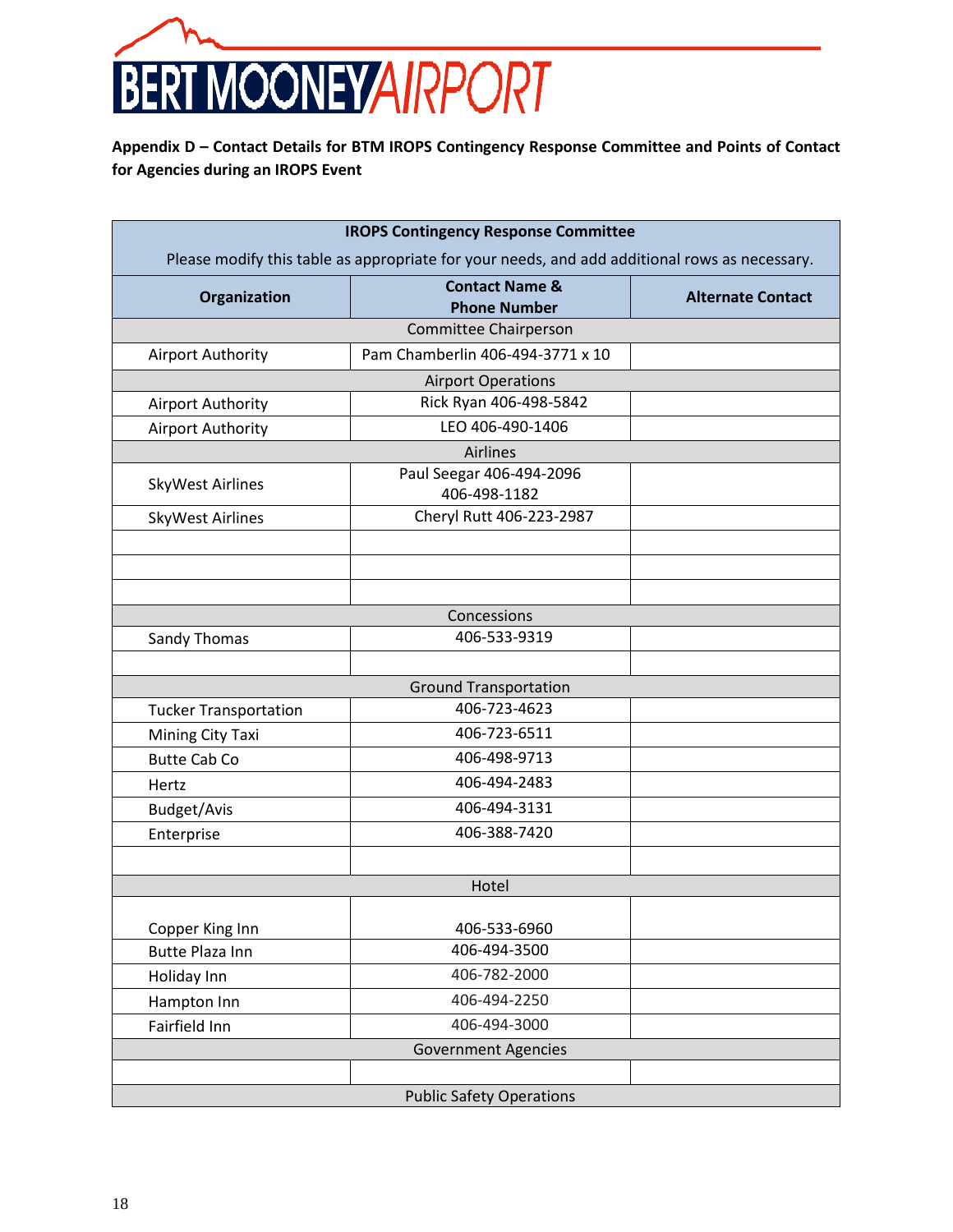BERT MOONEY AIRPORT

**Appendix D – Contact Details for BTM IROPS Contingency Response Committee and Points of Contact for Agencies during an IROPS Event**

| **IROPS Contingency Response Committee**<br>Please modify this table as appropriate for your needs, and add additional rows as necessary. | | |
|---|---|---|
| **Organization** | **Contact Name & Phone Number** | **Alternate Contact** |
| Committee Chairperson | | |
| Airport Authority | Pam Chamberlin 406-494-3771 x 10 | |
| Airport Operations | | |
| Airport Authority | Rick Ryan 406-498-5842 | |
| Airport Authority | LEO 406-490-1406 | |
| Airlines | | |
| SkyWest Airlines | Paul Seegar 406-494-2096<br>406-498-1182 | |
| SkyWest Airlines | Cheryl Rutt 406-223-2987 | |
| | | |
| | | |
| | | |
| Concessions | | |
| Sandy Thomas | 406-533-9319 | |
| | | |
| Ground Transportation | | |
| Tucker Transportation | 406-723-4623 | |
| Mining City Taxi | 406-723-6511 | |
| Butte Cab Co | 406-498-9713 | |
| Hertz | 406-494-2483 | |
| Budget/Avis | 406-494-3131 | |
| Enterprise | 406-388-7420 | |
| | | |
| Hotel | | |
| Copper King Inn | 406-533-6960 | |
| Butte Plaza Inn | 406-494-3500 | |
| Holiday Inn | 406-782-2000 | |
| Hampton Inn | 406-494-2250 | |
| Fairfield Inn | 406-494-3000 | |
| Government Agencies | | |
| | | |
| Public Safety Operations | | |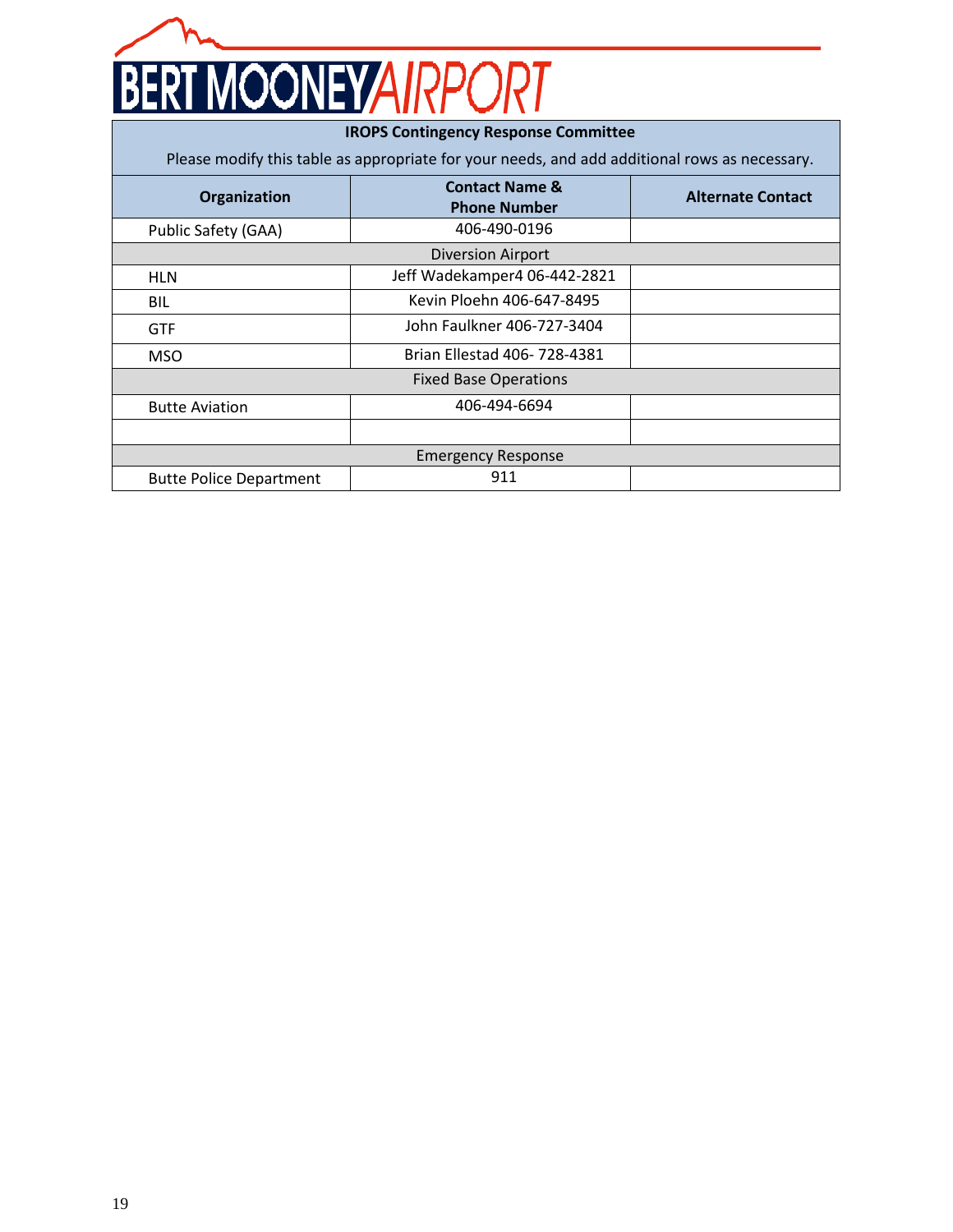**BERT MOONEY AIRPORT**

| IROPS Contingency Response Committee<br>Please modify this table as appropriate for your needs, and add additional rows as necessary. | | |
|---|---|---|
| **Organization** | **Contact Name & Phone Number** | **Alternate Contact** |
| Public Safety (GAA) | 406-490-0196 | |
| Diversion Airport | | |
| HLN | Jeff Wadekamper4 06-442-2821 | |
| BIL | Kevin Ploehn 406-647-8495 | |
| GTF | John Faulkner 406-727-3404 | |
| MSO | Brian Ellestad 406- 728-4381 | |
| Fixed Base Operations | | |
| Butte Aviation | 406-494-6694 | |
| | | |
| Emergency Response | | |
| Butte Police Department | 911 | |